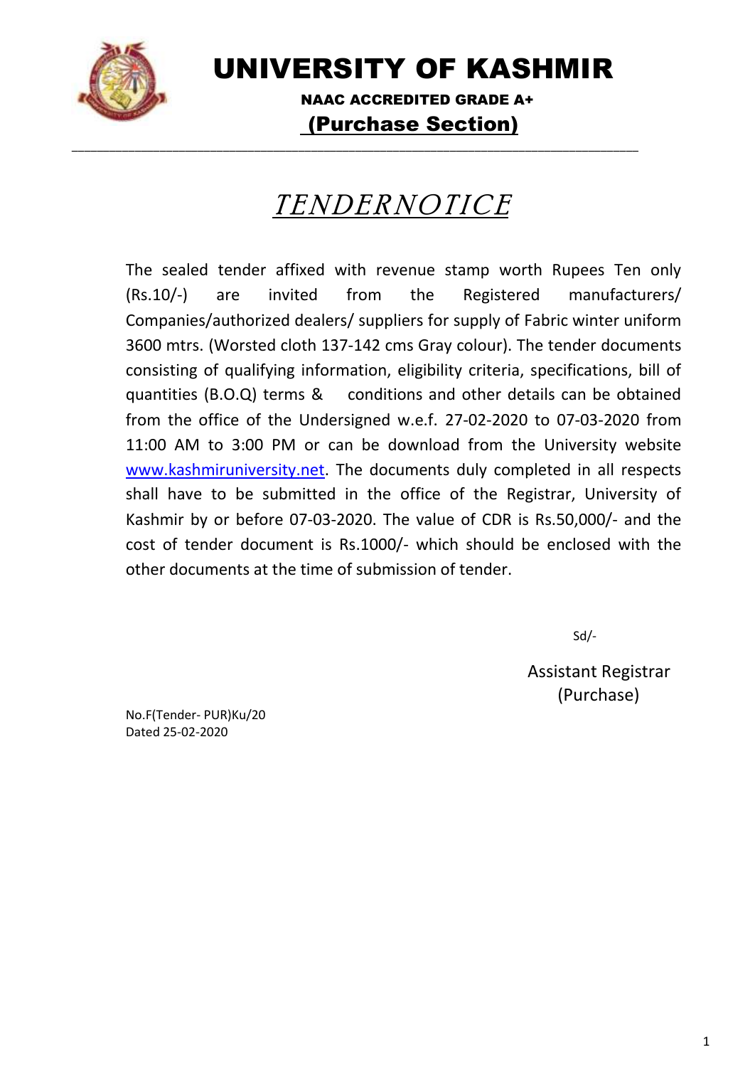# UNIVERSITY OF KASHMIR

**NAAC ACCREDITED GRADE A+**

**(Purchase Section)**

---

## *TENDERNOTICE*

The sealed tender affixed with revenue stamp worth Rupees Ten only (Rs.10/-) are invited from the Registered manufacturers/ Companies/authorized dealers/ suppliers for supply of Fabric winter uniform 3600 mtrs. (Worsted cloth 137-142 cms Gray colour). The tender documents consisting of qualifying information, eligibility criteria, specifications, bill of quantities (B.O.Q) terms & conditions and other details can be obtained from the office of the Undersigned w.e.f. 27-02-2020 to 07-03-2020 from 11:00 AM to 3:00 PM or can be download from the University website www.kashmiruniversity.net. The documents duly completed in all respects shall have to be submitted in the office of the Registrar, University of Kashmir by or before 07-03-2020. The value of CDR is Rs.50,000/- and the cost of tender document is Rs.1000/- which should be enclosed with the other documents at the time of submission of tender.

Sd/-

Assistant Registrar
(Purchase)

No.F(Tender- PUR)Ku/20
Dated 25-02-2020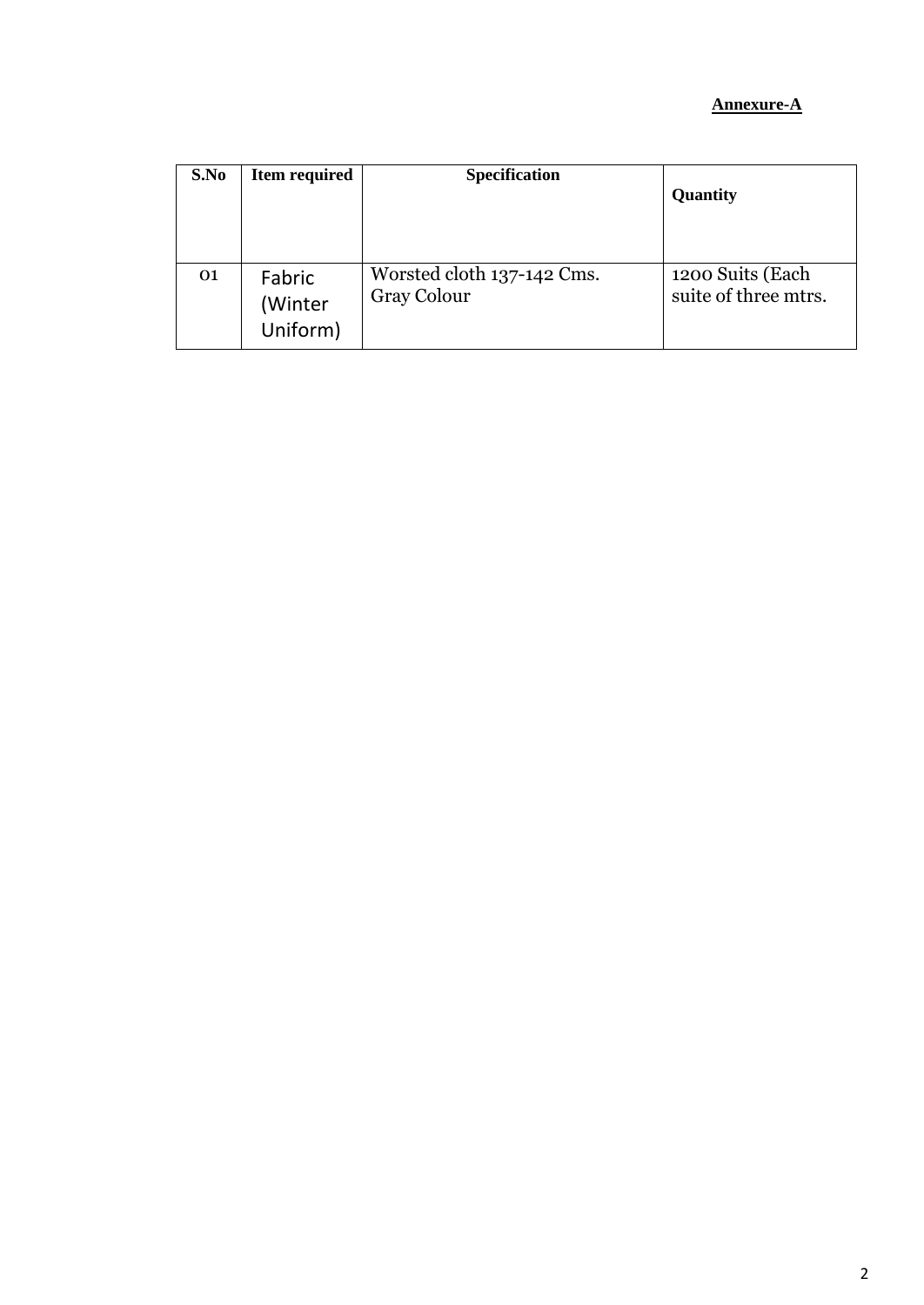**Annexure-A**

| S.No | Item required | Specification | Quantity |
|---|---|---|---|
| 01 | Fabric (Winter Uniform) | Worsted cloth 137-142 Cms. Gray Colour | 1200 Suits (Each suite of three mtrs. |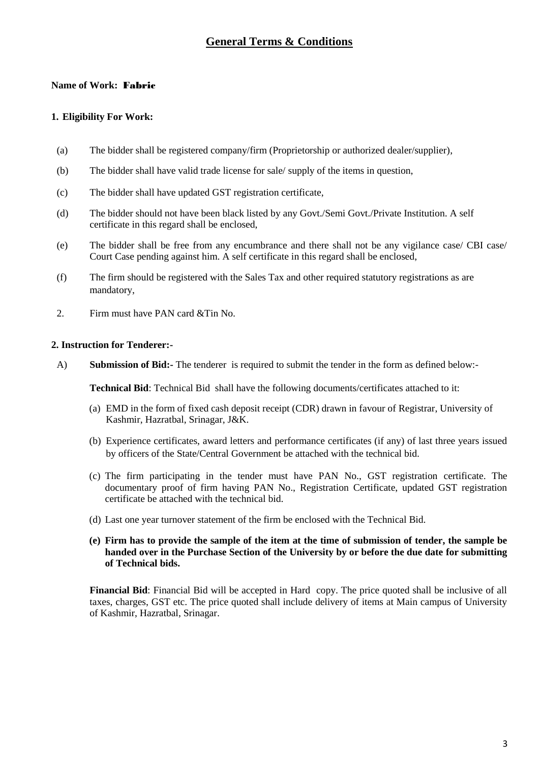## General Terms & Conditions

**Name of Work: Fabric**

**1. Eligibility For Work:**

(a) The bidder shall be registered company/firm (Proprietorship or authorized dealer/supplier),

(b) The bidder shall have valid trade license for sale/ supply of the items in question,

(c) The bidder shall have updated GST registration certificate,

(d) The bidder should not have been black listed by any Govt./Semi Govt./Private Institution. A self certificate in this regard shall be enclosed,

(e) The bidder shall be free from any encumbrance and there shall not be any vigilance case/ CBI case/ Court Case pending against him. A self certificate in this regard shall be enclosed,

(f) The firm should be registered with the Sales Tax and other required statutory registrations as are mandatory,

2. Firm must have PAN card &Tin No.

**2. Instruction for Tenderer:-**

A) **Submission of Bid:-** The tenderer is required to submit the tender in the form as defined below:-

**Technical Bid**: Technical Bid shall have the following documents/certificates attached to it:

(a) EMD in the form of fixed cash deposit receipt (CDR) drawn in favour of Registrar, University of Kashmir, Hazratbal, Srinagar, J&K.

(b) Experience certificates, award letters and performance certificates (if any) of last three years issued by officers of the State/Central Government be attached with the technical bid.

(c) The firm participating in the tender must have PAN No., GST registration certificate. The documentary proof of firm having PAN No., Registration Certificate, updated GST registration certificate be attached with the technical bid.

(d) Last one year turnover statement of the firm be enclosed with the Technical Bid.

**(e) Firm has to provide the sample of the item at the time of submission of tender, the sample be handed over in the Purchase Section of the University by or before the due date for submitting of Technical bids.**

**Financial Bid**: Financial Bid will be accepted in Hard copy. The price quoted shall be inclusive of all taxes, charges, GST etc. The price quoted shall include delivery of items at Main campus of University of Kashmir, Hazratbal, Srinagar.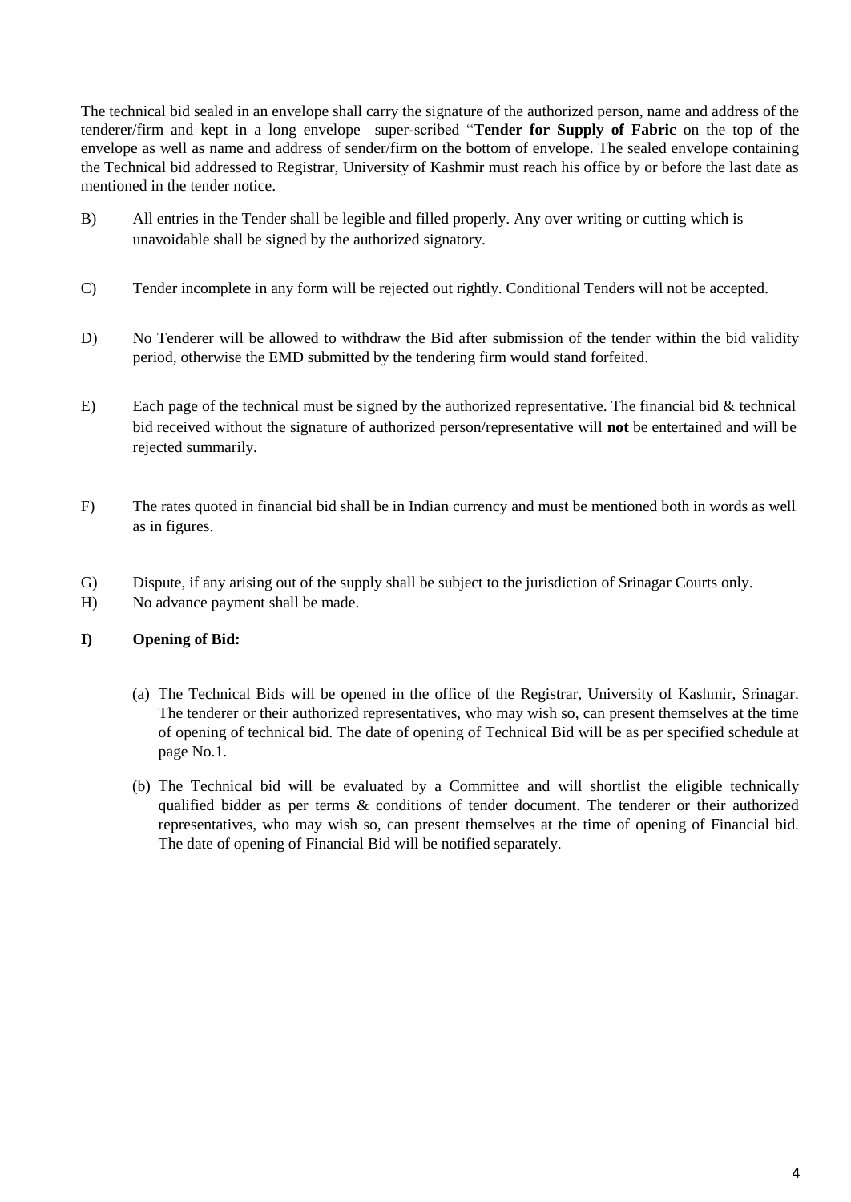The technical bid sealed in an envelope shall carry the signature of the authorized person, name and address of the tenderer/firm and kept in a long envelope super-scribed "**Tender for Supply of Fabric** on the top of the envelope as well as name and address of sender/firm on the bottom of envelope. The sealed envelope containing the Technical bid addressed to Registrar, University of Kashmir must reach his office by or before the last date as mentioned in the tender notice.

B) All entries in the Tender shall be legible and filled properly. Any over writing or cutting which is unavoidable shall be signed by the authorized signatory.

C) Tender incomplete in any form will be rejected out rightly. Conditional Tenders will not be accepted.

D) No Tenderer will be allowed to withdraw the Bid after submission of the tender within the bid validity period, otherwise the EMD submitted by the tendering firm would stand forfeited.

E) Each page of the technical must be signed by the authorized representative. The financial bid & technical bid received without the signature of authorized person/representative will **not** be entertained and will be rejected summarily.

F) The rates quoted in financial bid shall be in Indian currency and must be mentioned both in words as well as in figures.

G) Dispute, if any arising out of the supply shall be subject to the jurisdiction of Srinagar Courts only.

H) No advance payment shall be made.

**I) Opening of Bid:**

(a) The Technical Bids will be opened in the office of the Registrar, University of Kashmir, Srinagar. The tenderer or their authorized representatives, who may wish so, can present themselves at the time of opening of technical bid. The date of opening of Technical Bid will be as per specified schedule at page No.1.

(b) The Technical bid will be evaluated by a Committee and will shortlist the eligible technically qualified bidder as per terms & conditions of tender document. The tenderer or their authorized representatives, who may wish so, can present themselves at the time of opening of Financial bid. The date of opening of Financial Bid will be notified separately.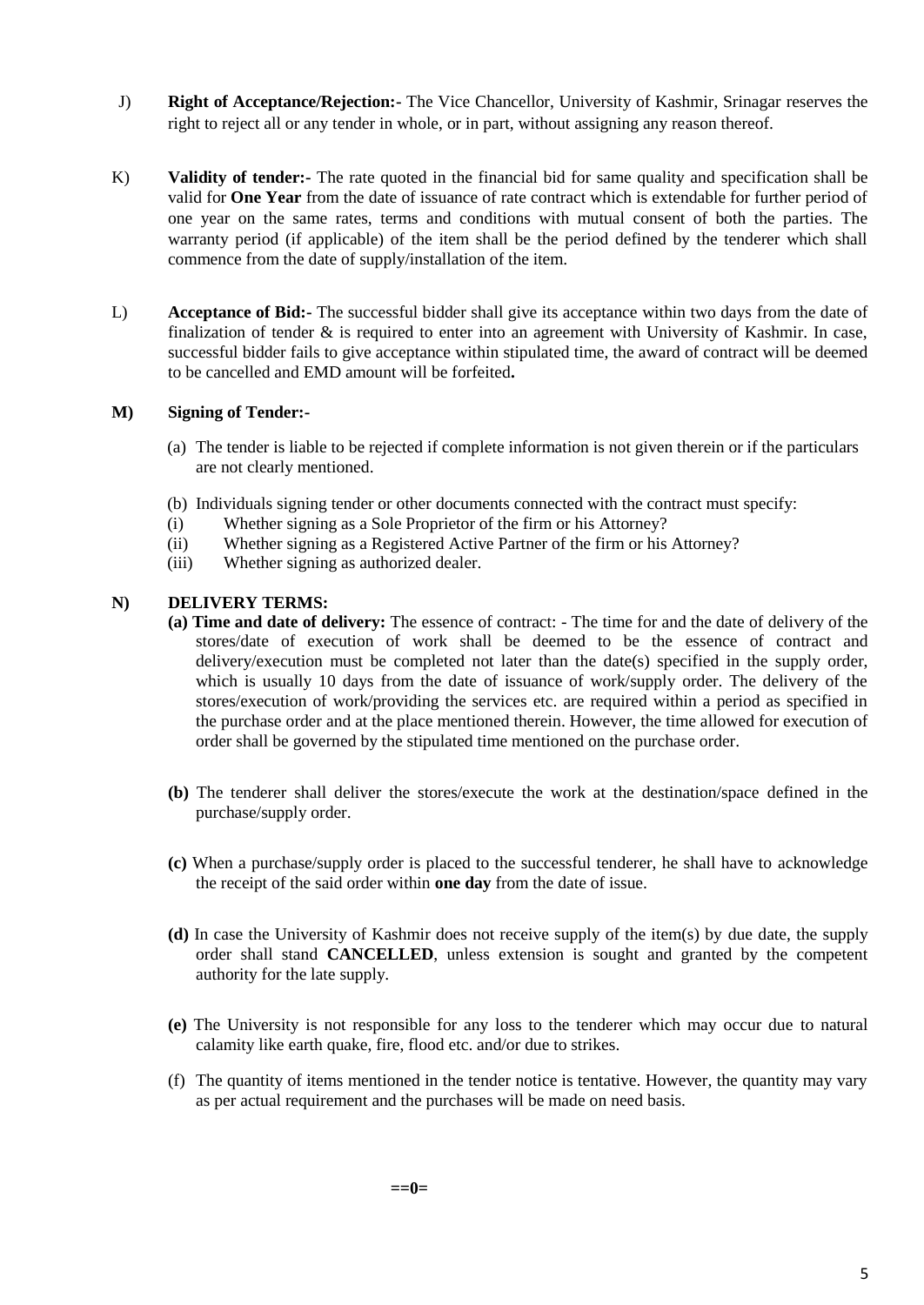J) **Right of Acceptance/Rejection:-** The Vice Chancellor, University of Kashmir, Srinagar reserves the right to reject all or any tender in whole, or in part, without assigning any reason thereof.

K) **Validity of tender:-** The rate quoted in the financial bid for same quality and specification shall be valid for **One Year** from the date of issuance of rate contract which is extendable for further period of one year on the same rates, terms and conditions with mutual consent of both the parties. The warranty period (if applicable) of the item shall be the period defined by the tenderer which shall commence from the date of supply/installation of the item.

L) **Acceptance of Bid:-** The successful bidder shall give its acceptance within two days from the date of finalization of tender & is required to enter into an agreement with University of Kashmir. In case, successful bidder fails to give acceptance within stipulated time, the award of contract will be deemed to be cancelled and EMD amount will be forfeited**.**

**M) Signing of Tender:-**

(a) The tender is liable to be rejected if complete information is not given therein or if the particulars are not clearly mentioned.

(b) Individuals signing tender or other documents connected with the contract must specify:

(i) Whether signing as a Sole Proprietor of the firm or his Attorney?

(ii) Whether signing as a Registered Active Partner of the firm or his Attorney?

(iii) Whether signing as authorized dealer.

**N) DELIVERY TERMS:**

**(a) Time and date of delivery:** The essence of contract: - The time for and the date of delivery of the stores/date of execution of work shall be deemed to be the essence of contract and delivery/execution must be completed not later than the date(s) specified in the supply order, which is usually 10 days from the date of issuance of work/supply order. The delivery of the stores/execution of work/providing the services etc. are required within a period as specified in the purchase order and at the place mentioned therein. However, the time allowed for execution of order shall be governed by the stipulated time mentioned on the purchase order.

**(b)** The tenderer shall deliver the stores/execute the work at the destination/space defined in the purchase/supply order.

**(c)** When a purchase/supply order is placed to the successful tenderer, he shall have to acknowledge the receipt of the said order within **one day** from the date of issue.

**(d)** In case the University of Kashmir does not receive supply of the item(s) by due date, the supply order shall stand **CANCELLED**, unless extension is sought and granted by the competent authority for the late supply.

**(e)** The University is not responsible for any loss to the tenderer which may occur due to natural calamity like earth quake, fire, flood etc. and/or due to strikes.

(f) The quantity of items mentioned in the tender notice is tentative. However, the quantity may vary as per actual requirement and the purchases will be made on need basis.

**==0=**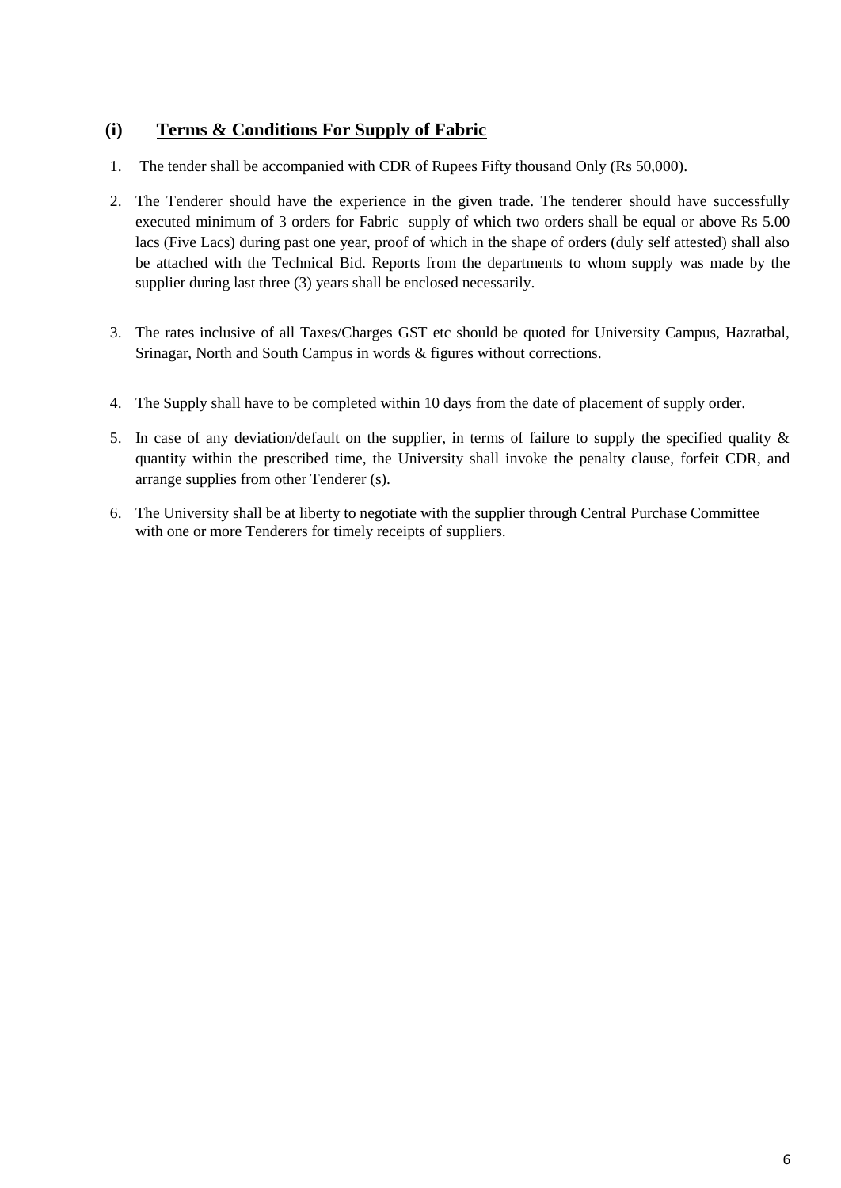## (i) Terms & Conditions For Supply of Fabric

1. The tender shall be accompanied with CDR of Rupees Fifty thousand Only (Rs 50,000).
2. The Tenderer should have the experience in the given trade. The tenderer should have successfully executed minimum of 3 orders for Fabric supply of which two orders shall be equal or above Rs 5.00 lacs (Five Lacs) during past one year, proof of which in the shape of orders (duly self attested) shall also be attached with the Technical Bid. Reports from the departments to whom supply was made by the supplier during last three (3) years shall be enclosed necessarily.
3. The rates inclusive of all Taxes/Charges GST etc should be quoted for University Campus, Hazratbal, Srinagar, North and South Campus in words & figures without corrections.
4. The Supply shall have to be completed within 10 days from the date of placement of supply order.
5. In case of any deviation/default on the supplier, in terms of failure to supply the specified quality & quantity within the prescribed time, the University shall invoke the penalty clause, forfeit CDR, and arrange supplies from other Tenderer (s).
6. The University shall be at liberty to negotiate with the supplier through Central Purchase Committee with one or more Tenderers for timely receipts of suppliers.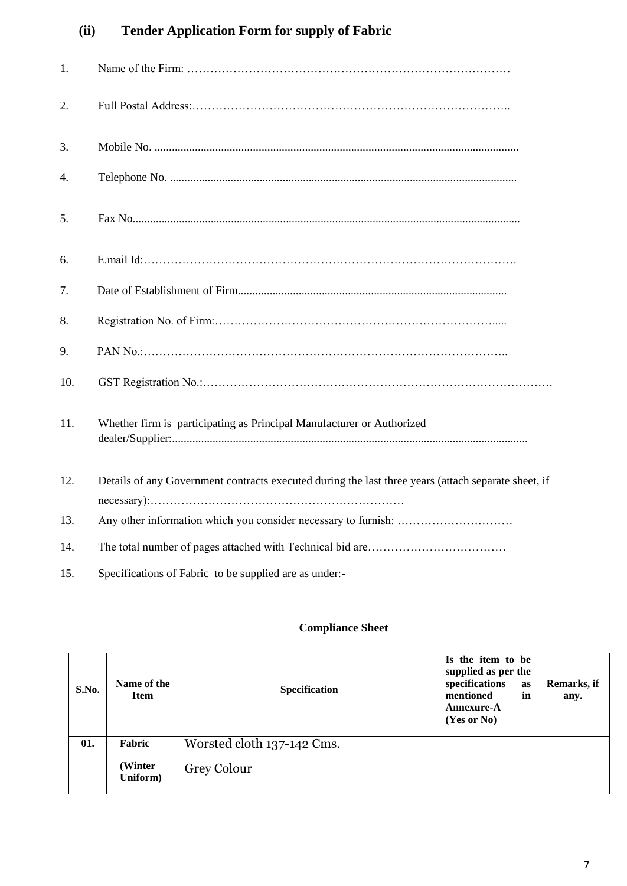## (ii) Tender Application Form for supply of Fabric

1. Name of the Firm: …………………………………………………………………………
2. Full Postal Address:………………………………………………………………………..
3. Mobile No. ............................................................................................................................
4. Telephone No. ......................................................................................................................
5. Fax No....................................................................................................................................
6. E.mail Id:…………………………………………………………………………………….
7. Date of Establishment of Firm............................................................................................
8. Registration No. of Firm:……………………………………………………………….....
9. PAN No.:…………………………………………………………………………………..
10. GST Registration No.:…………………………………………………………………………….
11. Whether firm is participating as Principal Manufacturer or Authorized dealer/Supplier:........................................................................................................................
12. Details of any Government contracts executed during the last three years (attach separate sheet, if necessary):…………………………………………………………
13. Any other information which you consider necessary to furnish: …………………………
14. The total number of pages attached with Technical bid are………………………………
15. Specifications of Fabric to be supplied are as under:-

**Compliance Sheet**

| S.No. | Name of the Item | Specification | Is the item to be supplied as per the specifications as mentioned in Annexure-A (Yes or No) | Remarks, if any. |
|---|---|---|---|---|
| 01. | Fabric (Winter Uniform) | Worsted cloth 137-142 Cms. Grey Colour | | |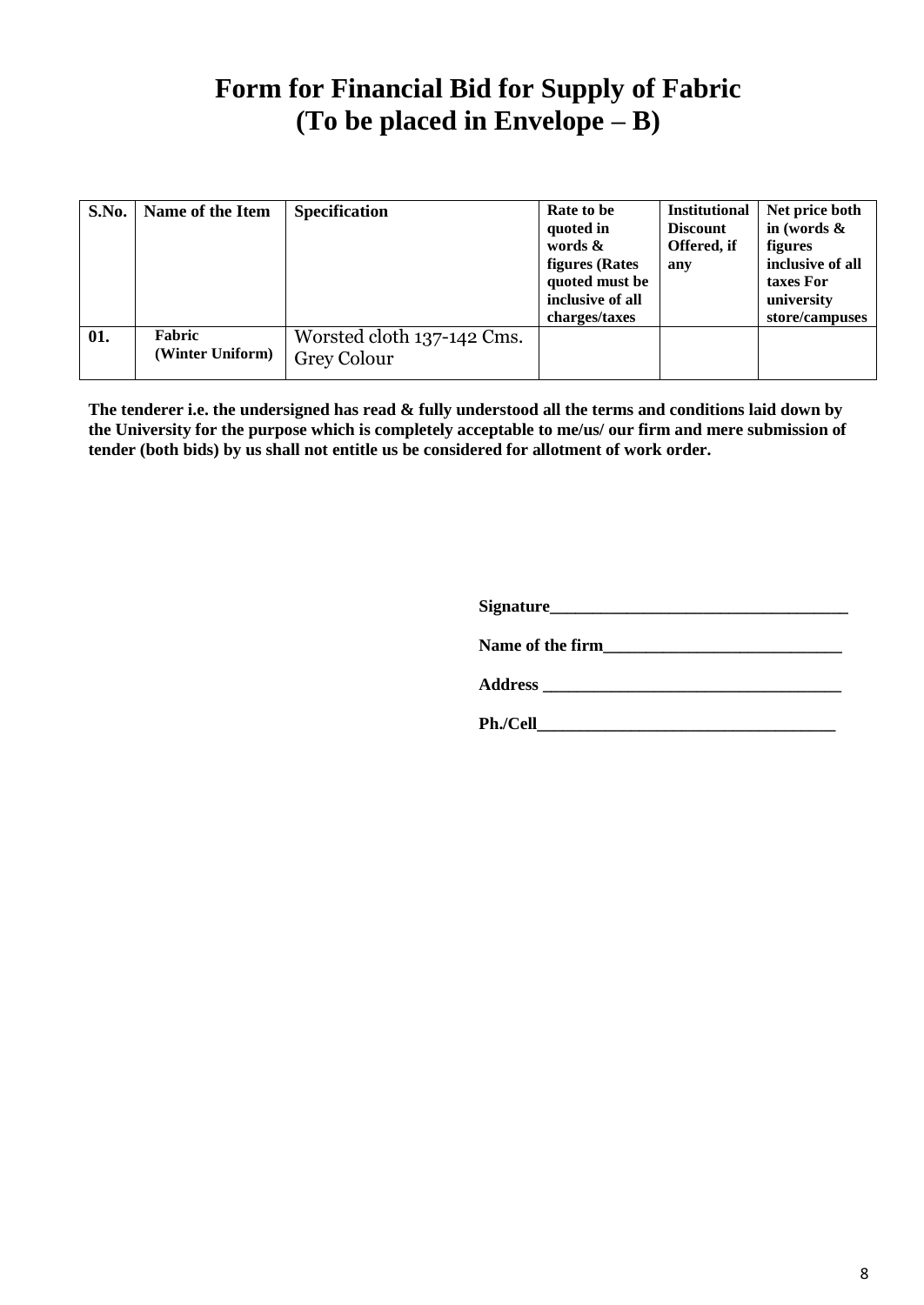# Form for Financial Bid for Supply of Fabric
# (To be placed in Envelope – B)

| S.No. | Name of the Item | Specification | Rate to be quoted in words & figures (Rates quoted must be inclusive of all charges/taxes | Institutional Discount Offered, if any | Net price both in (words & figures inclusive of all taxes For university store/campuses |
|---|---|---|---|---|---|
| 01. | Fabric (Winter Uniform) | Worsted cloth 137-142 Cms. Grey Colour | | | |

**The tenderer i.e. the undersigned has read & fully understood all the terms and conditions laid down by the University for the purpose which is completely acceptable to me/us/ our firm and mere submission of tender (both bids) by us shall not entitle us be considered for allotment of work order.**

**Signature**___________________________________

**Name of the firm**____________________________

**Address** ___________________________________

**Ph./Cell**___________________________________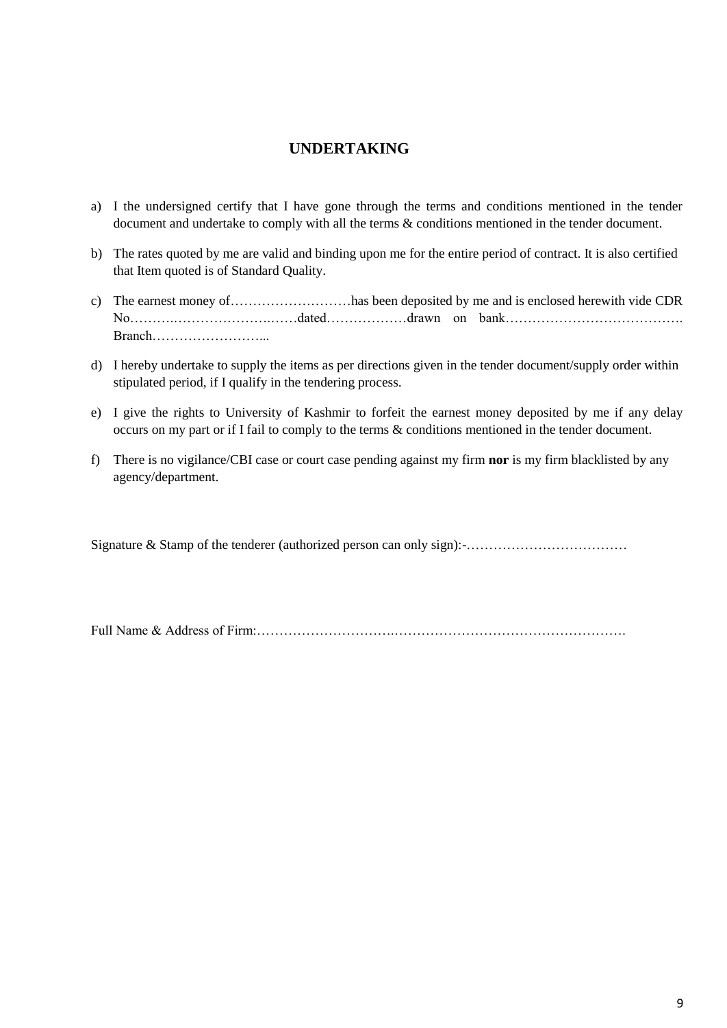## UNDERTAKING

a) I the undersigned certify that I have gone through the terms and conditions mentioned in the tender document and undertake to comply with all the terms & conditions mentioned in the tender document.

b) The rates quoted by me are valid and binding upon me for the entire period of contract. It is also certified that Item quoted is of Standard Quality.

c) The earnest money of………………………has been deposited by me and is enclosed herewith vide CDR No……….…………………….……dated………………drawn on bank…………………………………. Branch……………………...

d) I hereby undertake to supply the items as per directions given in the tender document/supply order within stipulated period, if I qualify in the tendering process.

e) I give the rights to University of Kashmir to forfeit the earnest money deposited by me if any delay occurs on my part or if I fail to comply to the terms & conditions mentioned in the tender document.

f) There is no vigilance/CBI case or court case pending against my firm **nor** is my firm blacklisted by any agency/department.

Signature & Stamp of the tenderer (authorized person can only sign):-………………………………

Full Name & Address of Firm:………………………….……………………………………………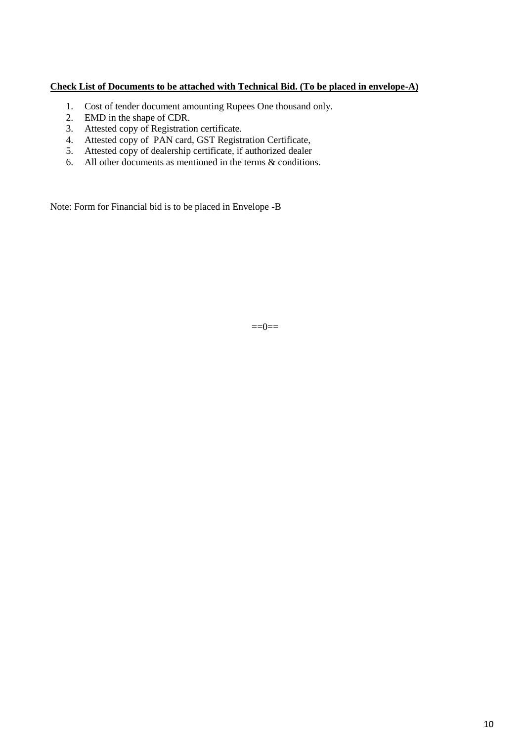**Check List of Documents to be attached with Technical Bid. (To be placed in envelope-A)**

1. Cost of tender document amounting Rupees One thousand only.
2. EMD in the shape of CDR.
3. Attested copy of Registration certificate.
4. Attested copy of PAN card, GST Registration Certificate,
5. Attested copy of dealership certificate, if authorized dealer
6. All other documents as mentioned in the terms & conditions.

Note: Form for Financial bid is to be placed in Envelope -B

==0==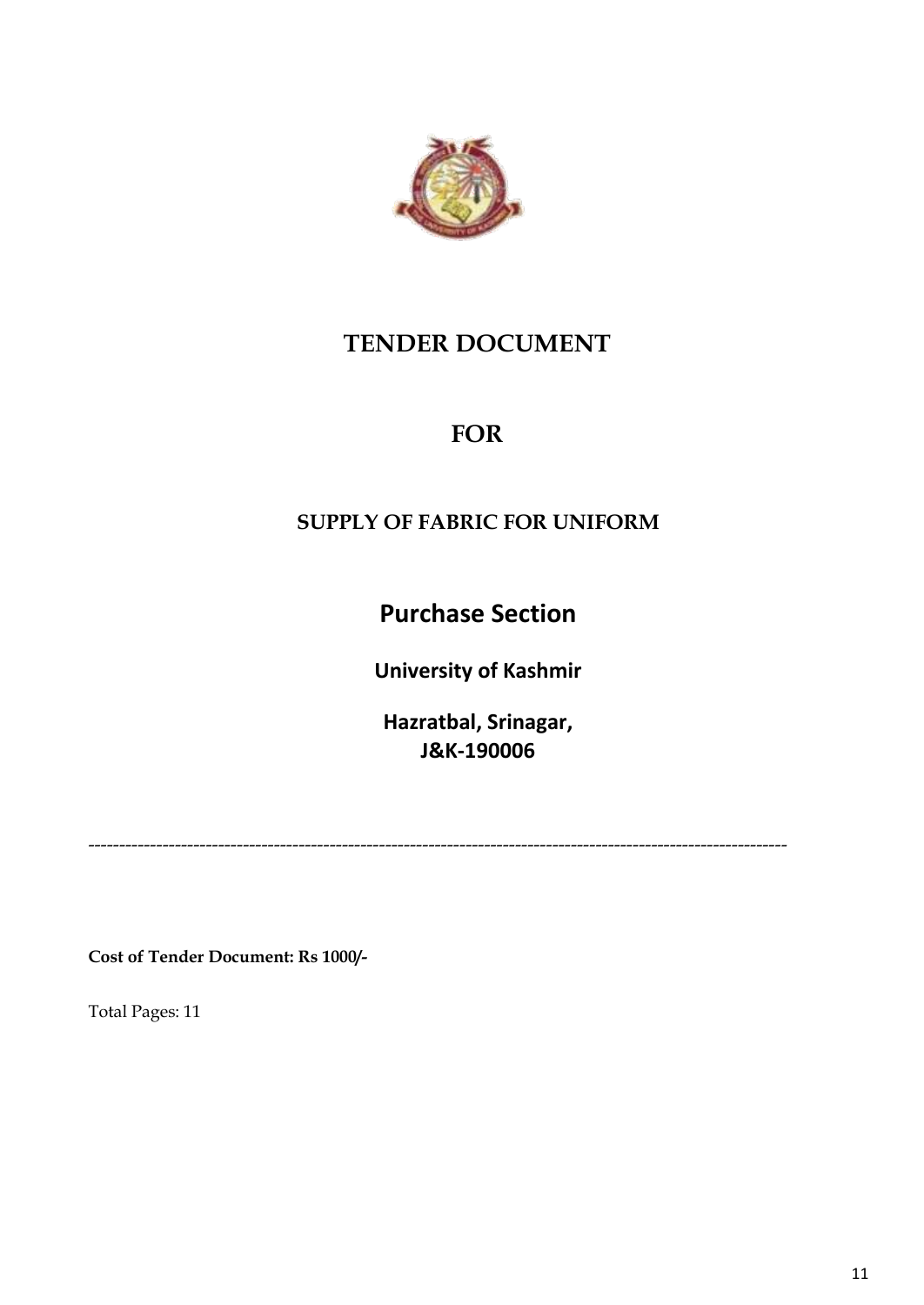# TENDER DOCUMENT

# FOR

## SUPPLY OF FABRIC FOR UNIFORM

# Purchase Section

**University of Kashmir**

**Hazratbal, Srinagar,**
**J&K-190006**

---

**Cost of Tender Document: Rs 1000/-**

Total Pages: 11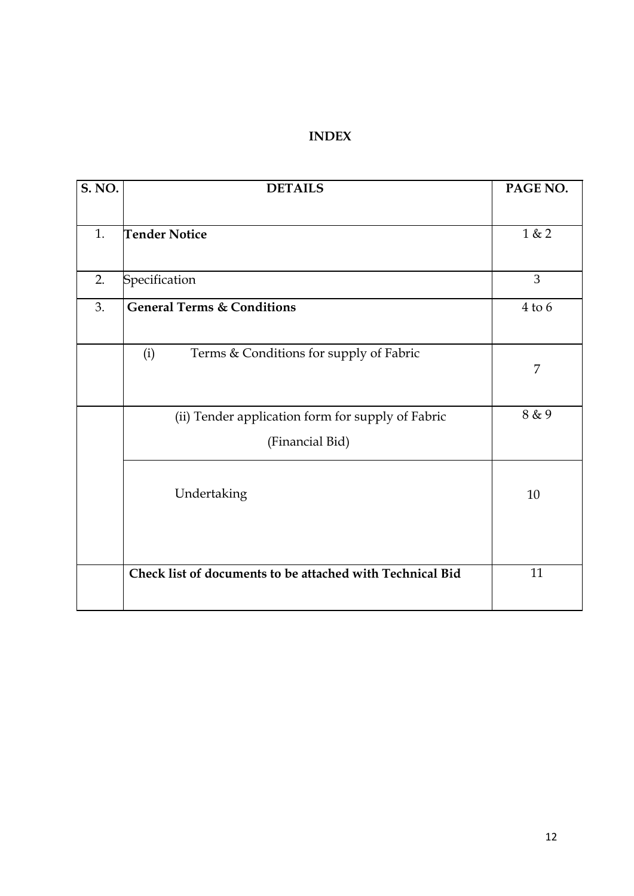**INDEX**

| S. NO. | DETAILS | PAGE NO. |
|---|---|---|
| 1. | **Tender Notice** | 1 & 2 |
| 2. | Specification | 3 |
| 3. | **General Terms & Conditions** | 4 to 6 |
| | (i) Terms & Conditions for supply of Fabric | 7 |
| | (ii) Tender application form for supply of Fabric (Financial Bid) | 8 & 9 |
| | Undertaking | 10 |
| | **Check list of documents to be attached with Technical Bid** | 11 |